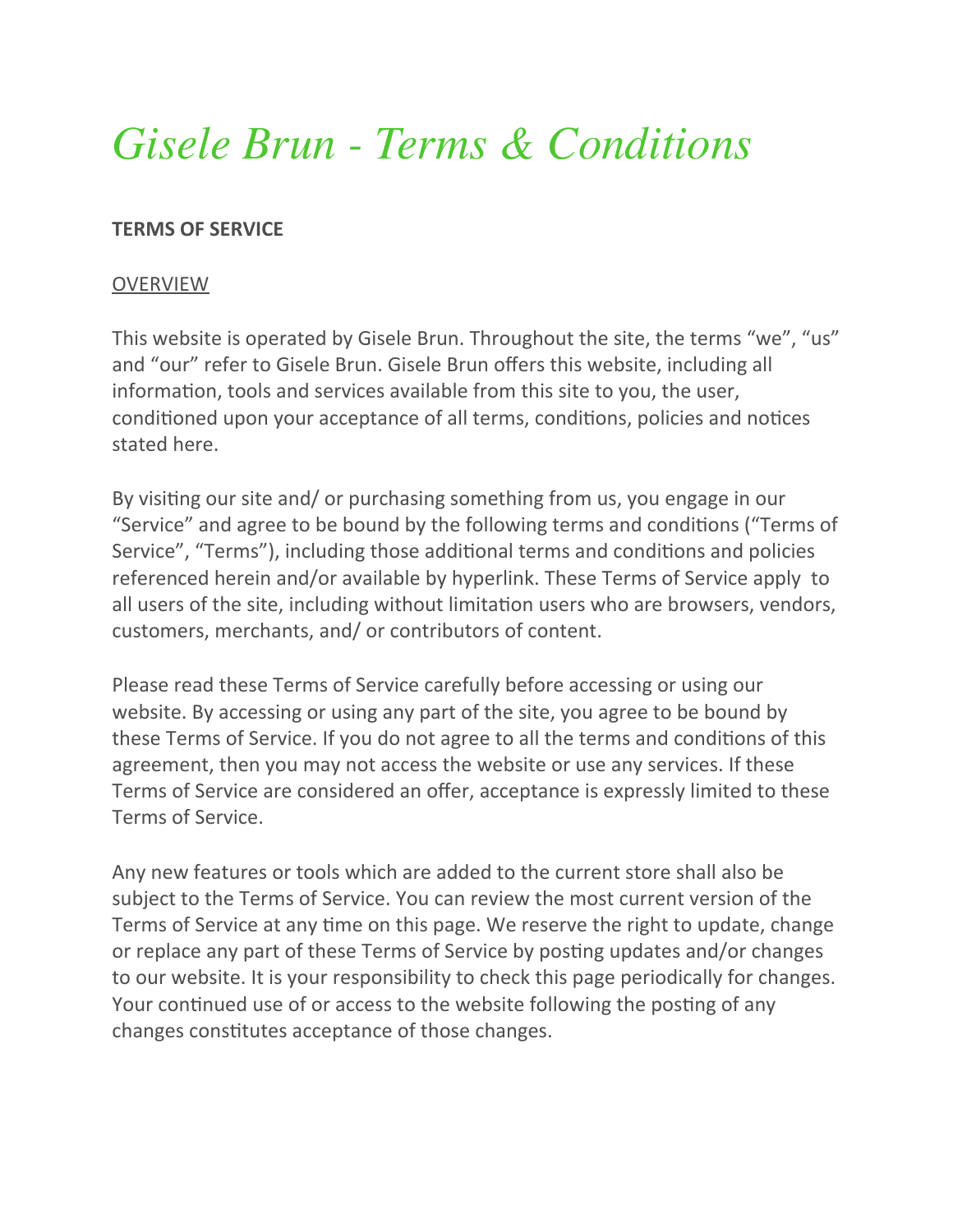# *Gisele Brun - Terms & Conditions*

**TERMS OF SERVICE**

<u>OVERVIEW</u>

This website is operated by Gisele Brun. Throughout the site, the terms "we", "us" and "our" refer to Gisele Brun. Gisele Brun offers this website, including all information, tools and services available from this site to you, the user, conditioned upon your acceptance of all terms, conditions, policies and notices stated here.

By visiting our site and/ or purchasing something from us, you engage in our "Service" and agree to be bound by the following terms and conditions ("Terms of Service", "Terms"), including those additional terms and conditions and policies referenced herein and/or available by hyperlink. These Terms of Service apply to all users of the site, including without limitation users who are browsers, vendors, customers, merchants, and/ or contributors of content.

Please read these Terms of Service carefully before accessing or using our website. By accessing or using any part of the site, you agree to be bound by these Terms of Service. If you do not agree to all the terms and conditions of this agreement, then you may not access the website or use any services. If these Terms of Service are considered an offer, acceptance is expressly limited to these Terms of Service.

Any new features or tools which are added to the current store shall also be subject to the Terms of Service. You can review the most current version of the Terms of Service at any time on this page. We reserve the right to update, change or replace any part of these Terms of Service by posting updates and/or changes to our website. It is your responsibility to check this page periodically for changes. Your continued use of or access to the website following the posting of any changes constitutes acceptance of those changes.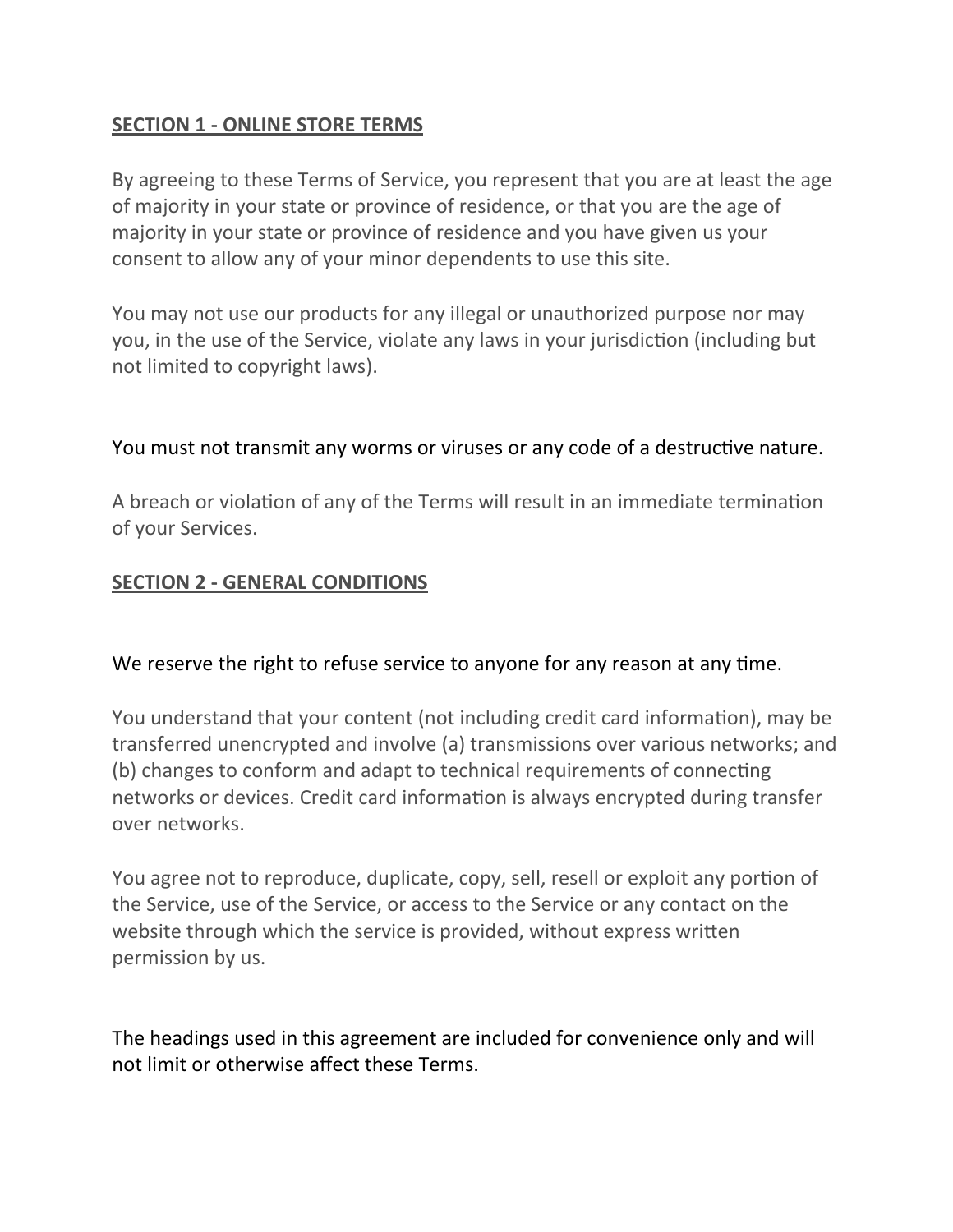## **SECTION 1 - ONLINE STORE TERMS**

By agreeing to these Terms of Service, you represent that you are at least the age of majority in your state or province of residence, or that you are the age of majority in your state or province of residence and you have given us your consent to allow any of your minor dependents to use this site.

You may not use our products for any illegal or unauthorized purpose nor may you, in the use of the Service, violate any laws in your jurisdiction (including but not limited to copyright laws).

You must not transmit any worms or viruses or any code of a destructive nature.

A breach or violation of any of the Terms will result in an immediate termination of your Services.

## **SECTION 2 - GENERAL CONDITIONS**

We reserve the right to refuse service to anyone for any reason at any time.

You understand that your content (not including credit card information), may be transferred unencrypted and involve (a) transmissions over various networks; and (b) changes to conform and adapt to technical requirements of connecting networks or devices. Credit card information is always encrypted during transfer over networks.

You agree not to reproduce, duplicate, copy, sell, resell or exploit any portion of the Service, use of the Service, or access to the Service or any contact on the website through which the service is provided, without express written permission by us.

The headings used in this agreement are included for convenience only and will not limit or otherwise affect these Terms.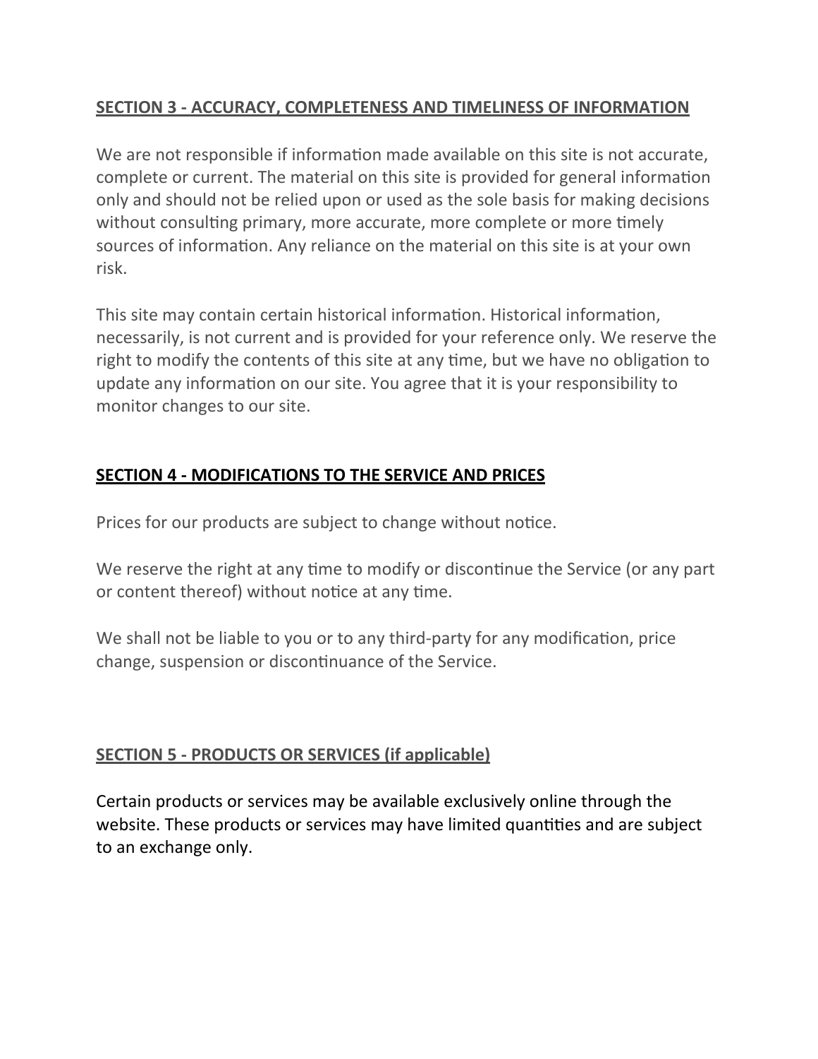## SECTION 3 - ACCURACY, COMPLETENESS AND TIMELINESS OF INFORMATION

We are not responsible if information made available on this site is not accurate, complete or current. The material on this site is provided for general information only and should not be relied upon or used as the sole basis for making decisions without consulting primary, more accurate, more complete or more timely sources of information. Any reliance on the material on this site is at your own risk.

This site may contain certain historical information. Historical information, necessarily, is not current and is provided for your reference only. We reserve the right to modify the contents of this site at any time, but we have no obligation to update any information on our site. You agree that it is your responsibility to monitor changes to our site.

## SECTION 4 - MODIFICATIONS TO THE SERVICE AND PRICES

Prices for our products are subject to change without notice.

We reserve the right at any time to modify or discontinue the Service (or any part or content thereof) without notice at any time.

We shall not be liable to you or to any third-party for any modification, price change, suspension or discontinuance of the Service.

## SECTION 5 - PRODUCTS OR SERVICES (if applicable)

Certain products or services may be available exclusively online through the website. These products or services may have limited quantities and are subject to an exchange only.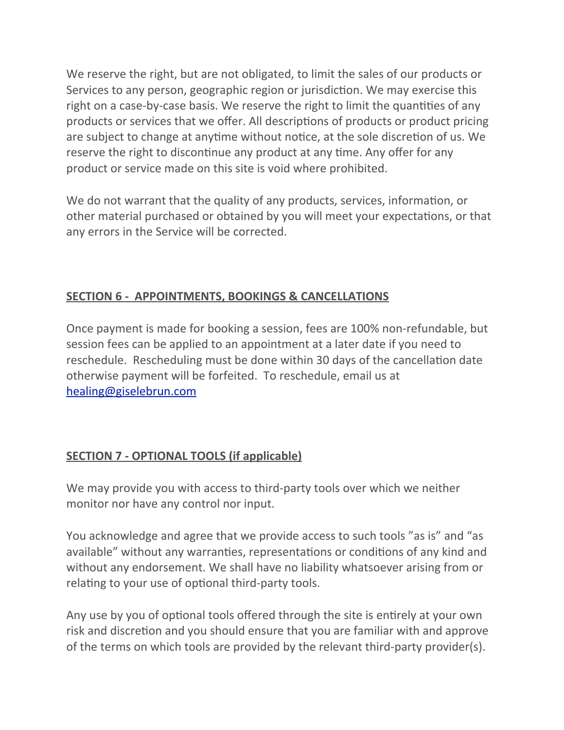We reserve the right, but are not obligated, to limit the sales of our products or Services to any person, geographic region or jurisdiction. We may exercise this right on a case-by-case basis. We reserve the right to limit the quantities of any products or services that we offer. All descriptions of products or product pricing are subject to change at anytime without notice, at the sole discretion of us. We reserve the right to discontinue any product at any time. Any offer for any product or service made on this site is void where prohibited.

We do not warrant that the quality of any products, services, information, or other material purchased or obtained by you will meet your expectations, or that any errors in the Service will be corrected.

## SECTION 6 - APPOINTMENTS, BOOKINGS & CANCELLATIONS

Once payment is made for booking a session, fees are 100% non-refundable, but session fees can be applied to an appointment at a later date if you need to reschedule. Rescheduling must be done within 30 days of the cancellation date otherwise payment will be forfeited. To reschedule, email us at [healing@giselebrun.com](mailto:healing@giselebrun.com)

## SECTION 7 - OPTIONAL TOOLS (if applicable)

We may provide you with access to third-party tools over which we neither monitor nor have any control nor input.

You acknowledge and agree that we provide access to such tools "as is" and "as available" without any warranties, representations or conditions of any kind and without any endorsement. We shall have no liability whatsoever arising from or relating to your use of optional third-party tools.

Any use by you of optional tools offered through the site is entirely at your own risk and discretion and you should ensure that you are familiar with and approve of the terms on which tools are provided by the relevant third-party provider(s).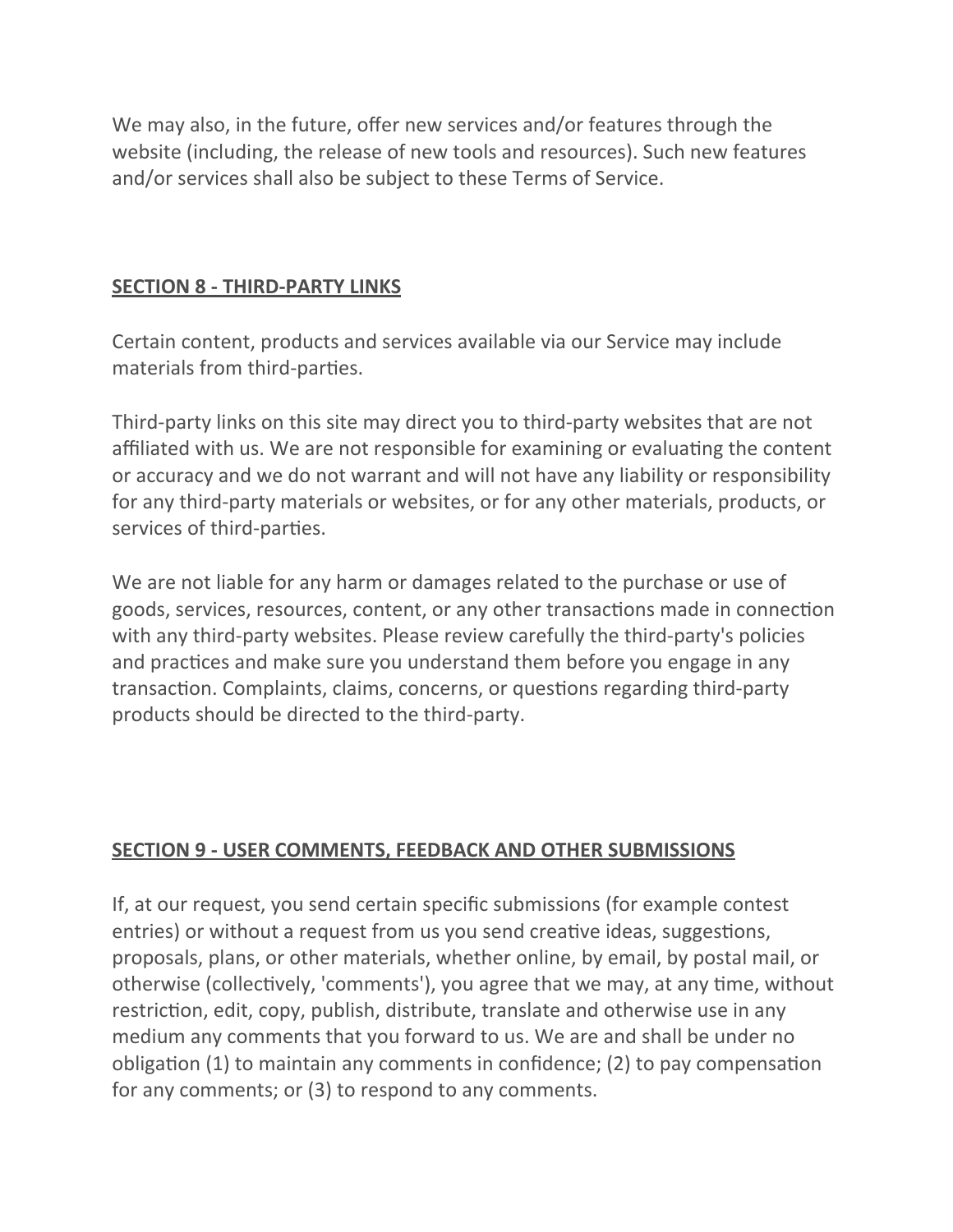We may also, in the future, offer new services and/or features through the website (including, the release of new tools and resources). Such new features and/or services shall also be subject to these Terms of Service.

## SECTION 8 - THIRD-PARTY LINKS

Certain content, products and services available via our Service may include materials from third-parties.

Third-party links on this site may direct you to third-party websites that are not affiliated with us. We are not responsible for examining or evaluating the content or accuracy and we do not warrant and will not have any liability or responsibility for any third-party materials or websites, or for any other materials, products, or services of third-parties.

We are not liable for any harm or damages related to the purchase or use of goods, services, resources, content, or any other transactions made in connection with any third-party websites. Please review carefully the third-party's policies and practices and make sure you understand them before you engage in any transaction. Complaints, claims, concerns, or questions regarding third-party products should be directed to the third-party.

## SECTION 9 - USER COMMENTS, FEEDBACK AND OTHER SUBMISSIONS

If, at our request, you send certain specific submissions (for example contest entries) or without a request from us you send creative ideas, suggestions, proposals, plans, or other materials, whether online, by email, by postal mail, or otherwise (collectively, 'comments'), you agree that we may, at any time, without restriction, edit, copy, publish, distribute, translate and otherwise use in any medium any comments that you forward to us. We are and shall be under no obligation (1) to maintain any comments in confidence; (2) to pay compensation for any comments; or (3) to respond to any comments.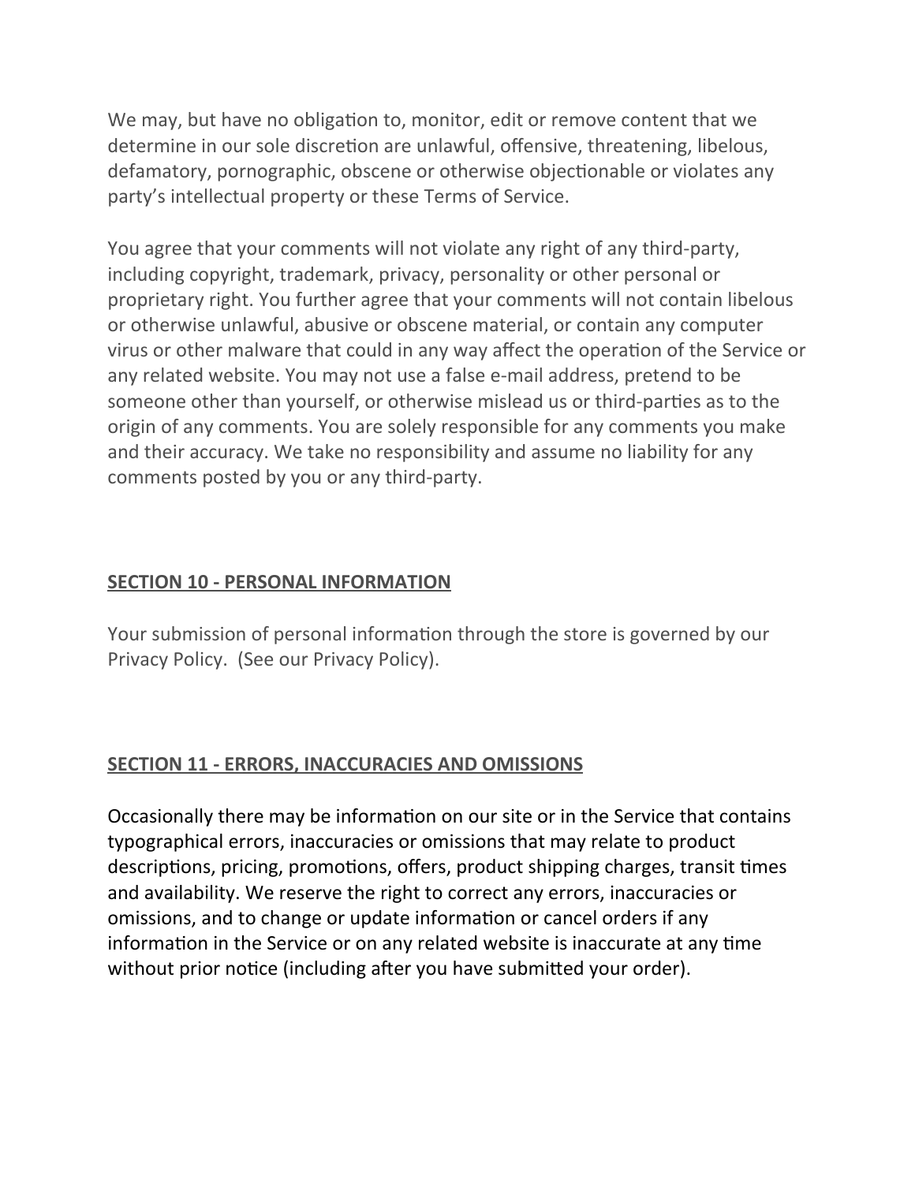We may, but have no obligation to, monitor, edit or remove content that we determine in our sole discretion are unlawful, offensive, threatening, libelous, defamatory, pornographic, obscene or otherwise objectionable or violates any party's intellectual property or these Terms of Service.

You agree that your comments will not violate any right of any third-party, including copyright, trademark, privacy, personality or other personal or proprietary right. You further agree that your comments will not contain libelous or otherwise unlawful, abusive or obscene material, or contain any computer virus or other malware that could in any way affect the operation of the Service or any related website. You may not use a false e-mail address, pretend to be someone other than yourself, or otherwise mislead us or third-parties as to the origin of any comments. You are solely responsible for any comments you make and their accuracy. We take no responsibility and assume no liability for any comments posted by you or any third-party.

## SECTION 10 - PERSONAL INFORMATION

Your submission of personal information through the store is governed by our Privacy Policy. (See our Privacy Policy).

## SECTION 11 - ERRORS, INACCURACIES AND OMISSIONS

Occasionally there may be information on our site or in the Service that contains typographical errors, inaccuracies or omissions that may relate to product descriptions, pricing, promotions, offers, product shipping charges, transit times and availability. We reserve the right to correct any errors, inaccuracies or omissions, and to change or update information or cancel orders if any information in the Service or on any related website is inaccurate at any time without prior notice (including after you have submitted your order).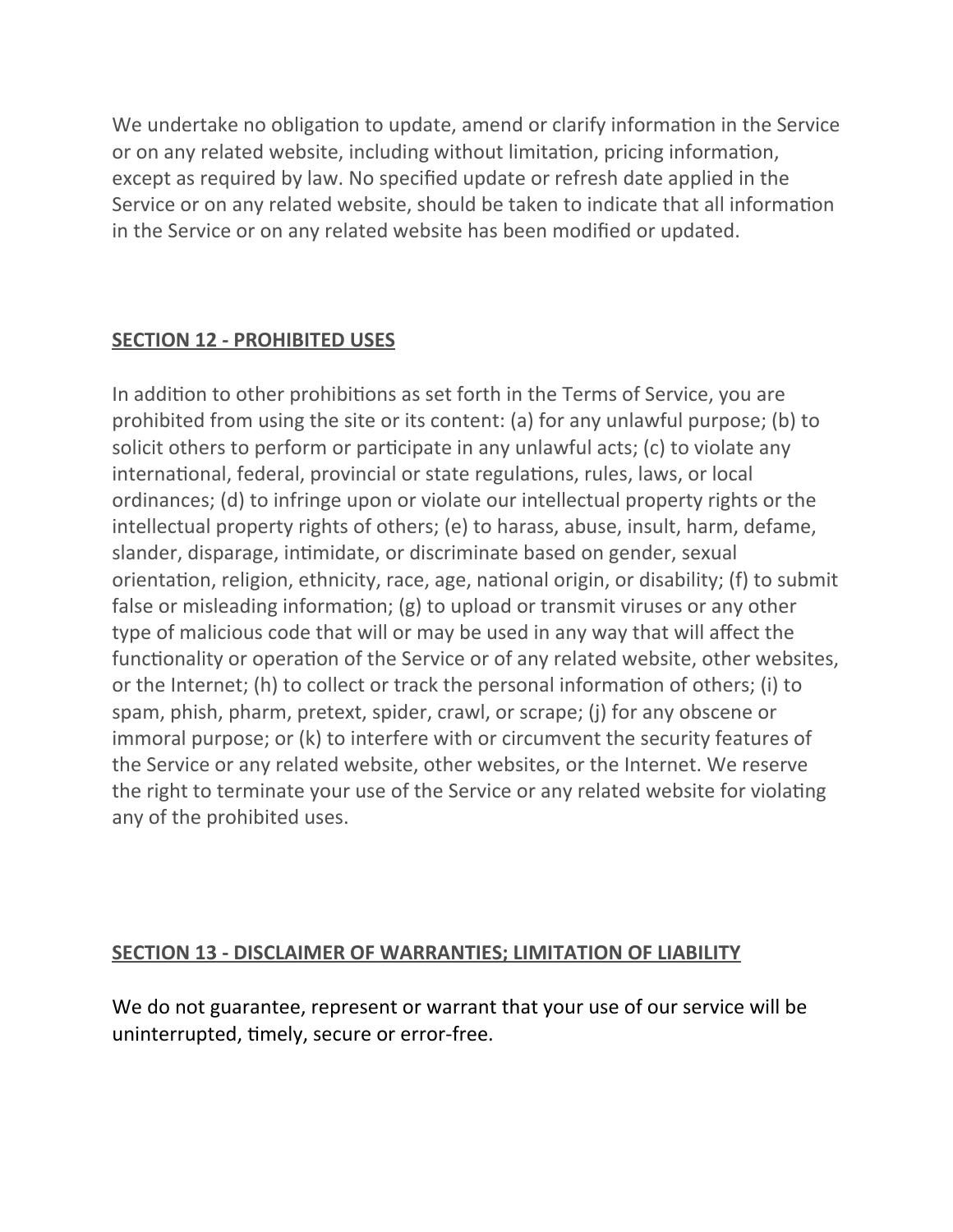We undertake no obligation to update, amend or clarify information in the Service or on any related website, including without limitation, pricing information, except as required by law. No specified update or refresh date applied in the Service or on any related website, should be taken to indicate that all information in the Service or on any related website has been modified or updated.

## SECTION 12 - PROHIBITED USES

In addition to other prohibitions as set forth in the Terms of Service, you are prohibited from using the site or its content: (a) for any unlawful purpose; (b) to solicit others to perform or participate in any unlawful acts; (c) to violate any international, federal, provincial or state regulations, rules, laws, or local ordinances; (d) to infringe upon or violate our intellectual property rights or the intellectual property rights of others; (e) to harass, abuse, insult, harm, defame, slander, disparage, intimidate, or discriminate based on gender, sexual orientation, religion, ethnicity, race, age, national origin, or disability; (f) to submit false or misleading information; (g) to upload or transmit viruses or any other type of malicious code that will or may be used in any way that will affect the functionality or operation of the Service or of any related website, other websites, or the Internet; (h) to collect or track the personal information of others; (i) to spam, phish, pharm, pretext, spider, crawl, or scrape; (j) for any obscene or immoral purpose; or (k) to interfere with or circumvent the security features of the Service or any related website, other websites, or the Internet. We reserve the right to terminate your use of the Service or any related website for violating any of the prohibited uses.

## SECTION 13 - DISCLAIMER OF WARRANTIES; LIMITATION OF LIABILITY

We do not guarantee, represent or warrant that your use of our service will be uninterrupted, timely, secure or error-free.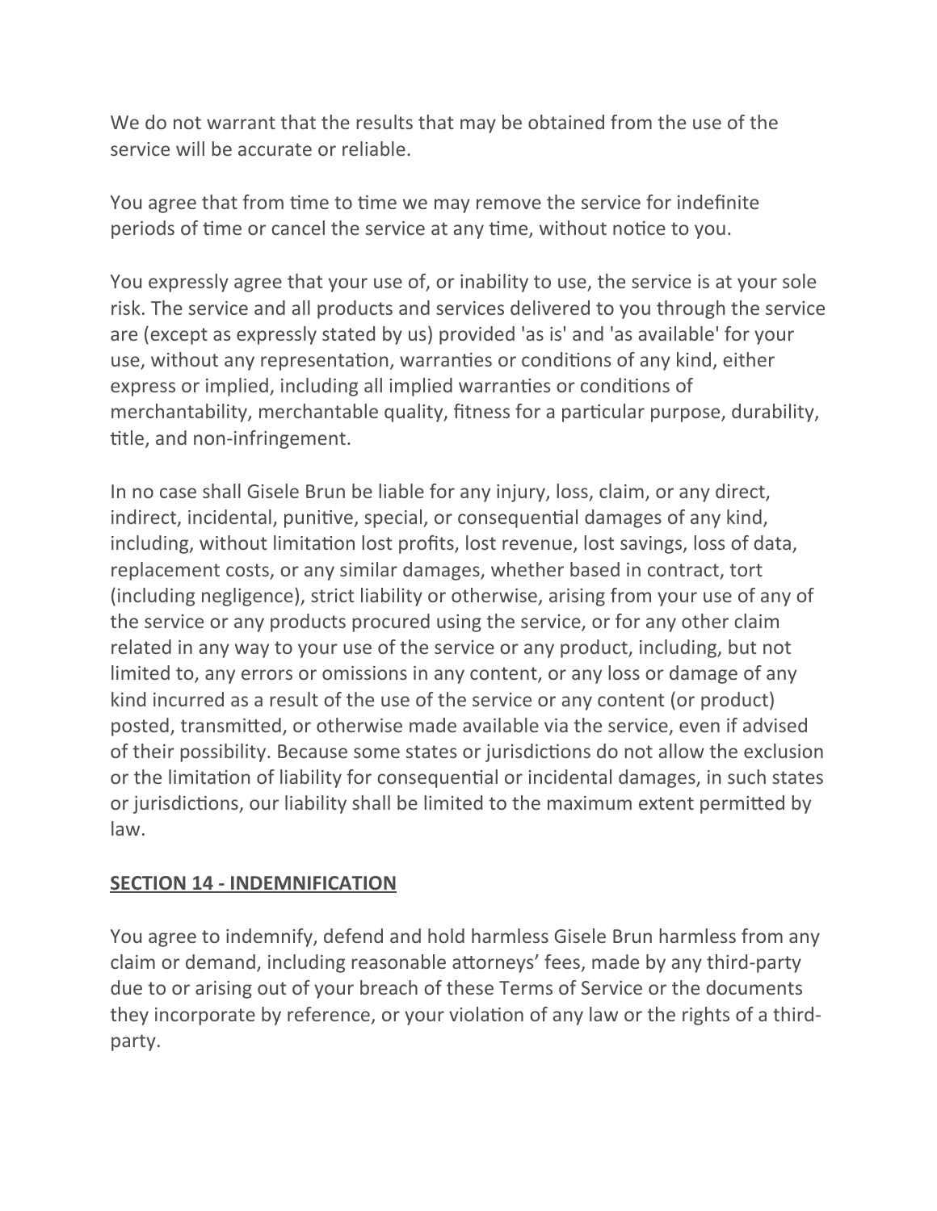We do not warrant that the results that may be obtained from the use of the service will be accurate or reliable.

You agree that from time to time we may remove the service for indefinite periods of time or cancel the service at any time, without notice to you.

You expressly agree that your use of, or inability to use, the service is at your sole risk. The service and all products and services delivered to you through the service are (except as expressly stated by us) provided 'as is' and 'as available' for your use, without any representation, warranties or conditions of any kind, either express or implied, including all implied warranties or conditions of merchantability, merchantable quality, fitness for a particular purpose, durability, title, and non-infringement.

In no case shall Gisele Brun be liable for any injury, loss, claim, or any direct, indirect, incidental, punitive, special, or consequential damages of any kind, including, without limitation lost profits, lost revenue, lost savings, loss of data, replacement costs, or any similar damages, whether based in contract, tort (including negligence), strict liability or otherwise, arising from your use of any of the service or any products procured using the service, or for any other claim related in any way to your use of the service or any product, including, but not limited to, any errors or omissions in any content, or any loss or damage of any kind incurred as a result of the use of the service or any content (or product) posted, transmitted, or otherwise made available via the service, even if advised of their possibility. Because some states or jurisdictions do not allow the exclusion or the limitation of liability for consequential or incidental damages, in such states or jurisdictions, our liability shall be limited to the maximum extent permitted by law.

## SECTION 14 - INDEMNIFICATION

You agree to indemnify, defend and hold harmless Gisele Brun harmless from any claim or demand, including reasonable attorneys’ fees, made by any third-party due to or arising out of your breach of these Terms of Service or the documents they incorporate by reference, or your violation of any law or the rights of a third-party.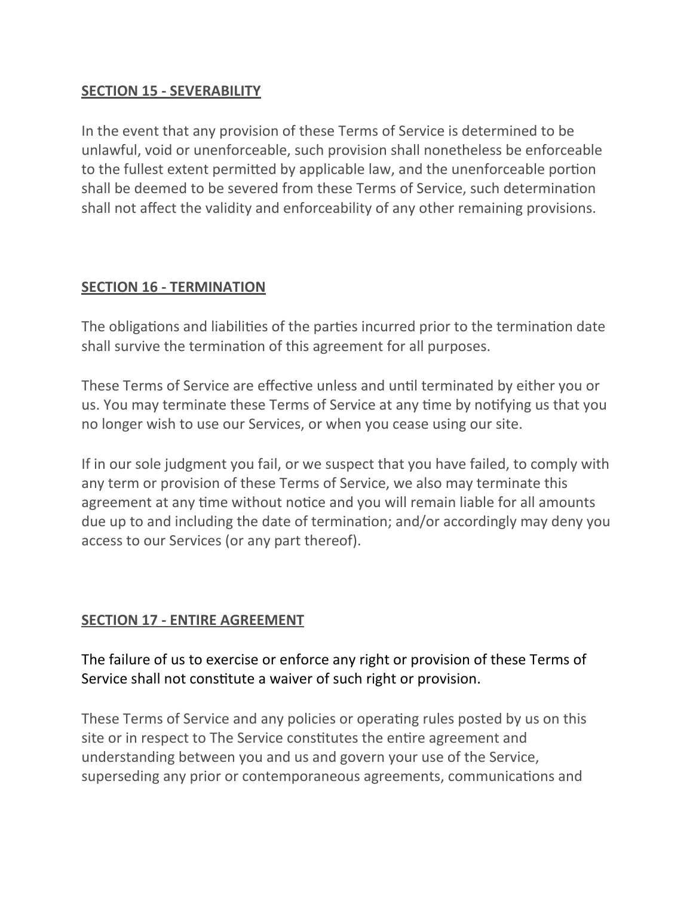**SECTION 15 - SEVERABILITY**

In the event that any provision of these Terms of Service is determined to be unlawful, void or unenforceable, such provision shall nonetheless be enforceable to the fullest extent permitted by applicable law, and the unenforceable portion shall be deemed to be severed from these Terms of Service, such determination shall not affect the validity and enforceability of any other remaining provisions.

**SECTION 16 - TERMINATION**

The obligations and liabilities of the parties incurred prior to the termination date shall survive the termination of this agreement for all purposes.

These Terms of Service are effective unless and until terminated by either you or us. You may terminate these Terms of Service at any time by notifying us that you no longer wish to use our Services, or when you cease using our site.

If in our sole judgment you fail, or we suspect that you have failed, to comply with any term or provision of these Terms of Service, we also may terminate this agreement at any time without notice and you will remain liable for all amounts due up to and including the date of termination; and/or accordingly may deny you access to our Services (or any part thereof).

**SECTION 17 - ENTIRE AGREEMENT**

The failure of us to exercise or enforce any right or provision of these Terms of Service shall not constitute a waiver of such right or provision.

These Terms of Service and any policies or operating rules posted by us on this site or in respect to The Service constitutes the entire agreement and understanding between you and us and govern your use of the Service, superseding any prior or contemporaneous agreements, communications and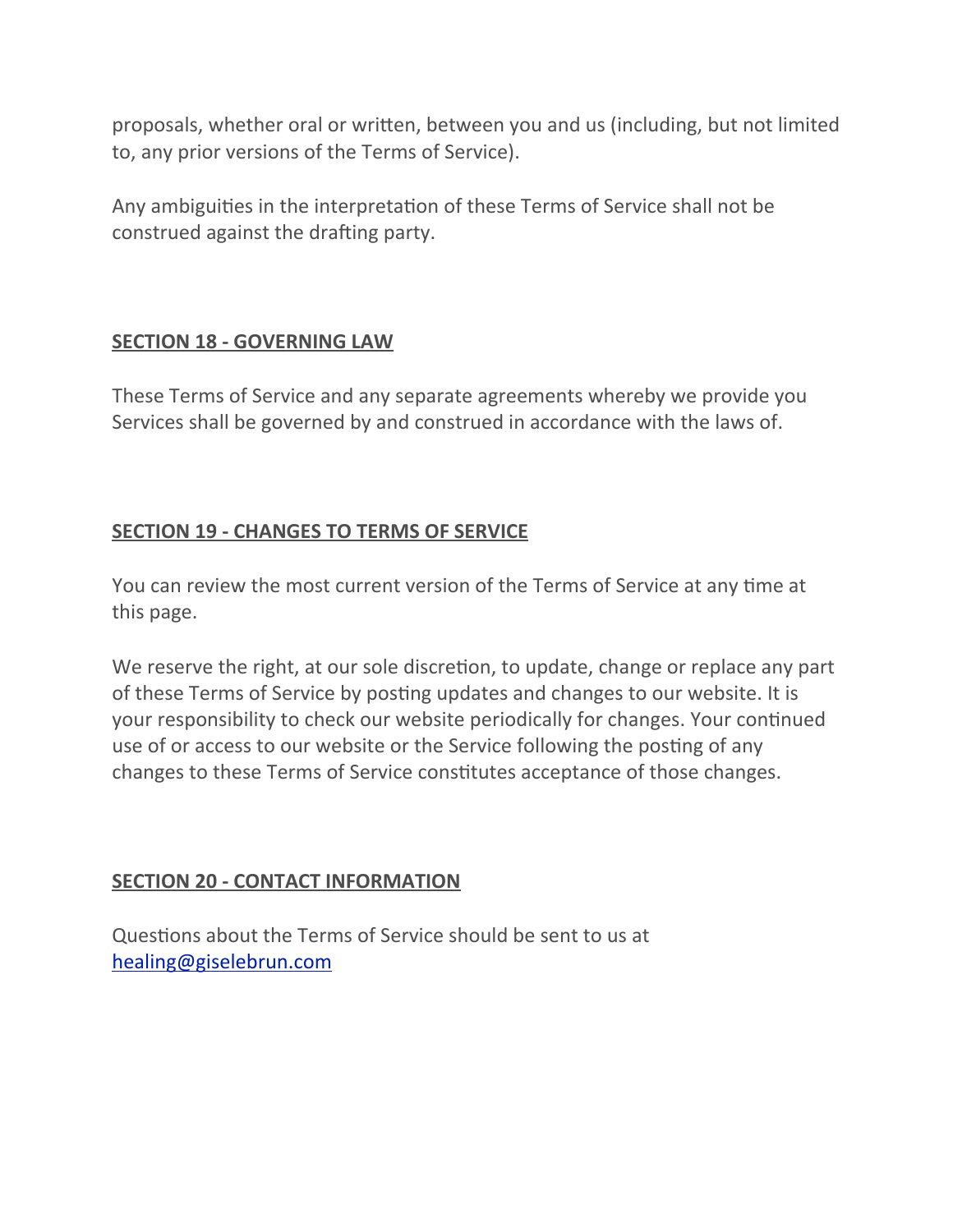proposals, whether oral or written, between you and us (including, but not limited to, any prior versions of the Terms of Service).

Any ambiguities in the interpretation of these Terms of Service shall not be construed against the drafting party.

## SECTION 18 - GOVERNING LAW

These Terms of Service and any separate agreements whereby we provide you Services shall be governed by and construed in accordance with the laws of.

## SECTION 19 - CHANGES TO TERMS OF SERVICE

You can review the most current version of the Terms of Service at any time at this page.

We reserve the right, at our sole discretion, to update, change or replace any part of these Terms of Service by posting updates and changes to our website. It is your responsibility to check our website periodically for changes. Your continued use of or access to our website or the Service following the posting of any changes to these Terms of Service constitutes acceptance of those changes.

## SECTION 20 - CONTACT INFORMATION

Questions about the Terms of Service should be sent to us at healing@giselebrun.com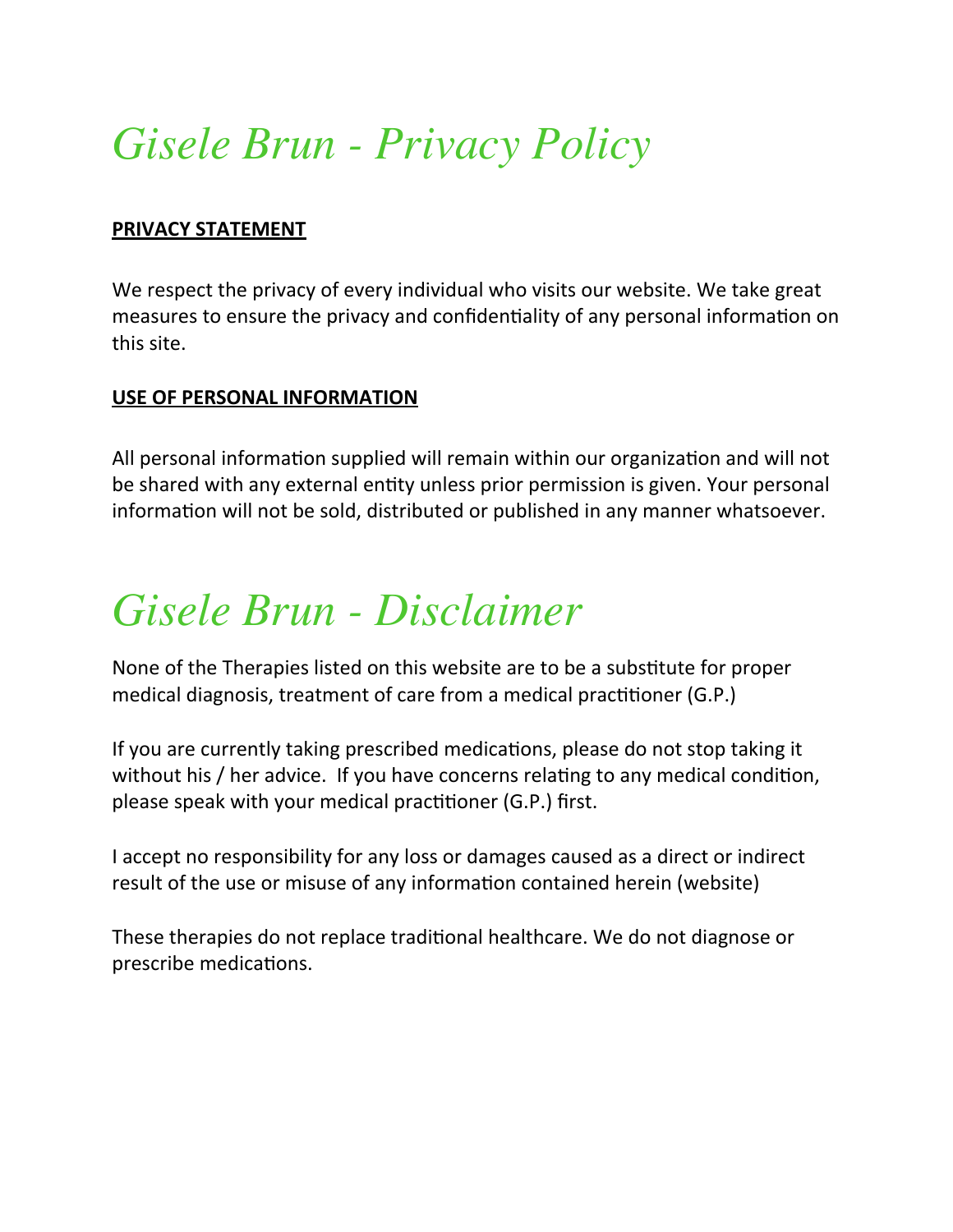# *Gisele Brun - Privacy Policy*

**PRIVACY STATEMENT**

We respect the privacy of every individual who visits our website. We take great measures to ensure the privacy and confidentiality of any personal information on this site.

**USE OF PERSONAL INFORMATION**

All personal information supplied will remain within our organization and will not be shared with any external entity unless prior permission is given. Your personal information will not be sold, distributed or published in any manner whatsoever.

# *Gisele Brun - Disclaimer*

None of the Therapies listed on this website are to be a substitute for proper medical diagnosis, treatment of care from a medical practitioner (G.P.)

If you are currently taking prescribed medications, please do not stop taking it without his / her advice. If you have concerns relating to any medical condition, please speak with your medical practitioner (G.P.) first.

I accept no responsibility for any loss or damages caused as a direct or indirect result of the use or misuse of any information contained herein (website)

These therapies do not replace traditional healthcare. We do not diagnose or prescribe medications.